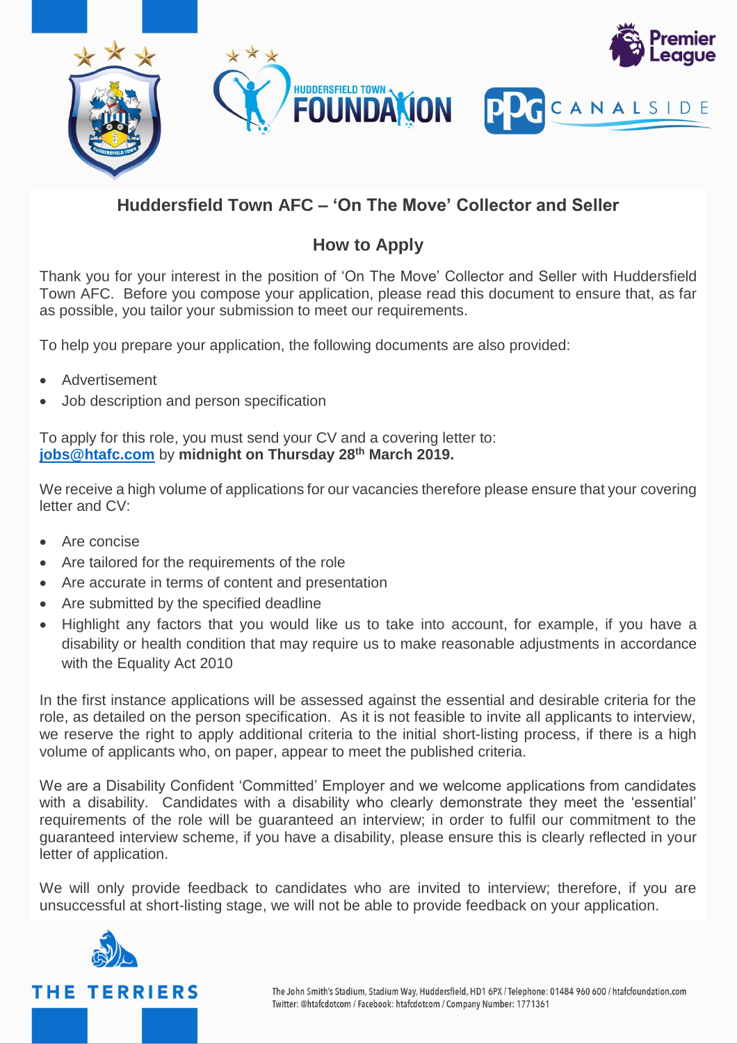## Huddersfield Town AFC – 'On The Move' Collector and Seller

### How to Apply

Thank you for your interest in the position of 'On The Move' Collector and Seller with Huddersfield Town AFC. Before you compose your application, please read this document to ensure that, as far as possible, you tailor your submission to meet our requirements.

To help you prepare your application, the following documents are also provided:

- Advertisement
- Job description and person specification

To apply for this role, you must send your CV and a covering letter to: **jobs@htafc.com** by **midnight on Thursday 28th March 2019.**

We receive a high volume of applications for our vacancies therefore please ensure that your covering letter and CV:

- Are concise
- Are tailored for the requirements of the role
- Are accurate in terms of content and presentation
- Are submitted by the specified deadline
- Highlight any factors that you would like us to take into account, for example, if you have a disability or health condition that may require us to make reasonable adjustments in accordance with the Equality Act 2010

In the first instance applications will be assessed against the essential and desirable criteria for the role, as detailed on the person specification. As it is not feasible to invite all applicants to interview, we reserve the right to apply additional criteria to the initial short-listing process, if there is a high volume of applicants who, on paper, appear to meet the published criteria.

We are a Disability Confident 'Committed' Employer and we welcome applications from candidates with a disability. Candidates with a disability who clearly demonstrate they meet the 'essential' requirements of the role will be guaranteed an interview; in order to fulfil our commitment to the guaranteed interview scheme, if you have a disability, please ensure this is clearly reflected in your letter of application.

We will only provide feedback to candidates who are invited to interview; therefore, if you are unsuccessful at short-listing stage, we will not be able to provide feedback on your application.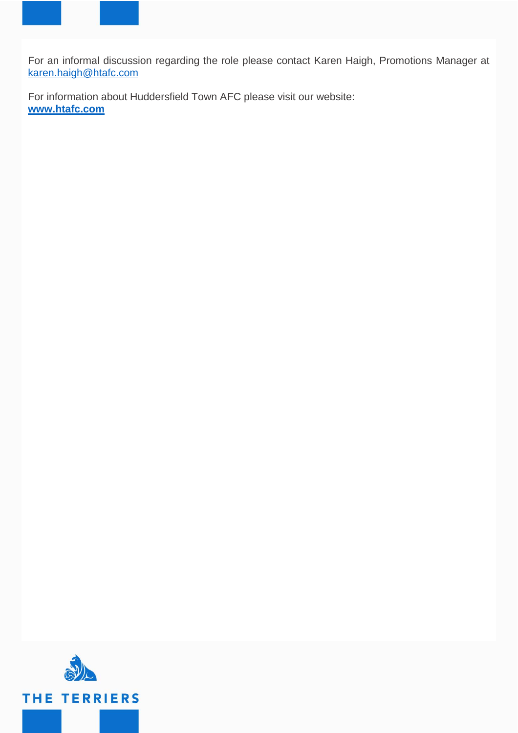For an informal discussion regarding the role please contact Karen Haigh, Promotions Manager at karen.haigh@htafc.com

For information about Huddersfield Town AFC please visit our website:
**www.htafc.com**

THE TERRIERS